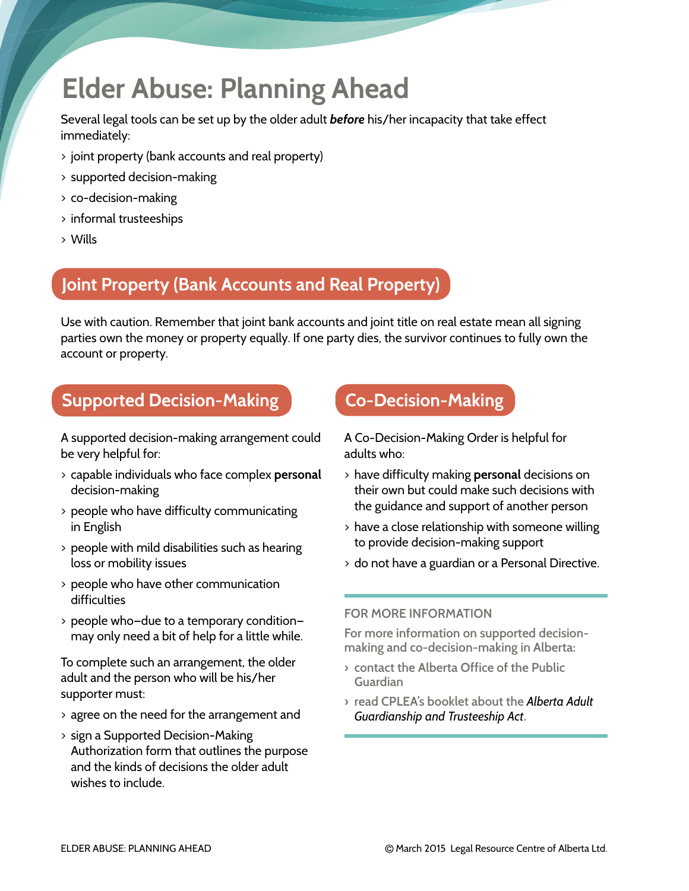# Elder Abuse: Planning Ahead

Several legal tools can be set up by the older adult ***before*** his/her incapacity that take effect immediately:

- joint property (bank accounts and real property)
- supported decision-making
- co-decision-making
- informal trusteeships
- Wills

## Joint Property (Bank Accounts and Real Property)

Use with caution. Remember that joint bank accounts and joint title on real estate mean all signing parties own the money or property equally. If one party dies, the survivor continues to fully own the account or property.

## Supported Decision-Making

A supported decision-making arrangement could be very helpful for:

- capable individuals who face complex **personal** decision-making
- people who have difficulty communicating in English
- people with mild disabilities such as hearing loss or mobility issues
- people who have other communication difficulties
- people who–due to a temporary condition–may only need a bit of help for a little while.

To complete such an arrangement, the older adult and the person who will be his/her supporter must:

- agree on the need for the arrangement and
- sign a Supported Decision-Making Authorization form that outlines the purpose and the kinds of decisions the older adult wishes to include.

## Co-Decision-Making

A Co-Decision-Making Order is helpful for adults who:

- have difficulty making **personal** decisions on their own but could make such decisions with the guidance and support of another person
- have a close relationship with someone willing to provide decision-making support
- do not have a guardian or a Personal Directive.

### FOR MORE INFORMATION

For more information on supported decision-making and co-decision-making in Alberta:

- contact the Alberta Office of the Public Guardian
- read CPLEA's booklet about the *Alberta Adult Guardianship and Trusteeship Act*.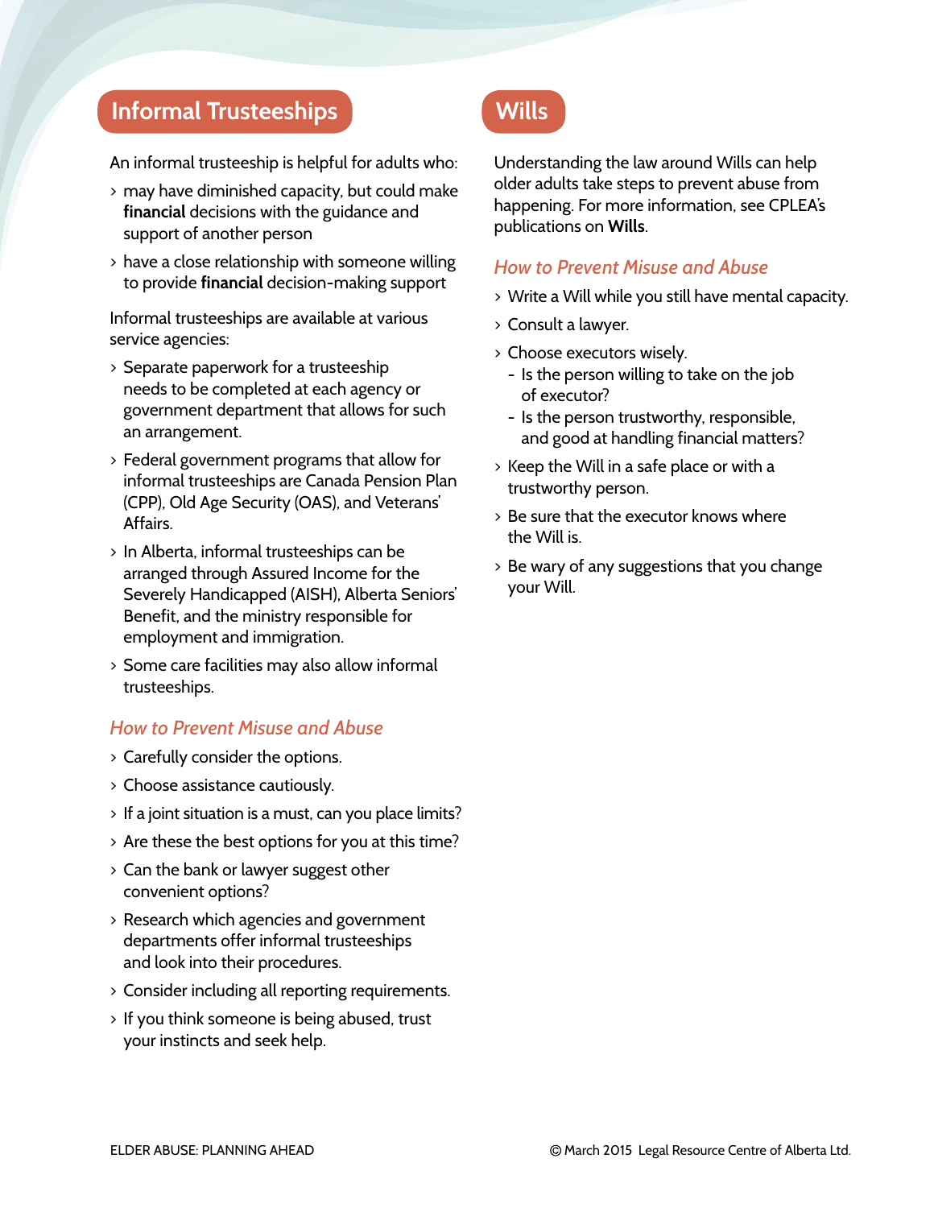## Informal Trusteeships

An informal trusteeship is helpful for adults who:

- may have diminished capacity, but could make **financial** decisions with the guidance and support of another person
- have a close relationship with someone willing to provide **financial** decision-making support

Informal trusteeships are available at various service agencies:

- Separate paperwork for a trusteeship needs to be completed at each agency or government department that allows for such an arrangement.
- Federal government programs that allow for informal trusteeships are Canada Pension Plan (CPP), Old Age Security (OAS), and Veterans' Affairs.
- In Alberta, informal trusteeships can be arranged through Assured Income for the Severely Handicapped (AISH), Alberta Seniors' Benefit, and the ministry responsible for employment and immigration.
- Some care facilities may also allow informal trusteeships.

### *How to Prevent Misuse and Abuse*

- Carefully consider the options.
- Choose assistance cautiously.
- If a joint situation is a must, can you place limits?
- Are these the best options for you at this time?
- Can the bank or lawyer suggest other convenient options?
- Research which agencies and government departments offer informal trusteeships and look into their procedures.
- Consider including all reporting requirements.
- If you think someone is being abused, trust your instincts and seek help.

## Wills

Understanding the law around Wills can help older adults take steps to prevent abuse from happening. For more information, see CPLEA's publications on **Wills**.

### *How to Prevent Misuse and Abuse*

- Write a Will while you still have mental capacity.
- Consult a lawyer.
- Choose executors wisely.
  - Is the person willing to take on the job of executor?
  - Is the person trustworthy, responsible, and good at handling financial matters?
- Keep the Will in a safe place or with a trustworthy person.
- Be sure that the executor knows where the Will is.
- Be wary of any suggestions that you change your Will.